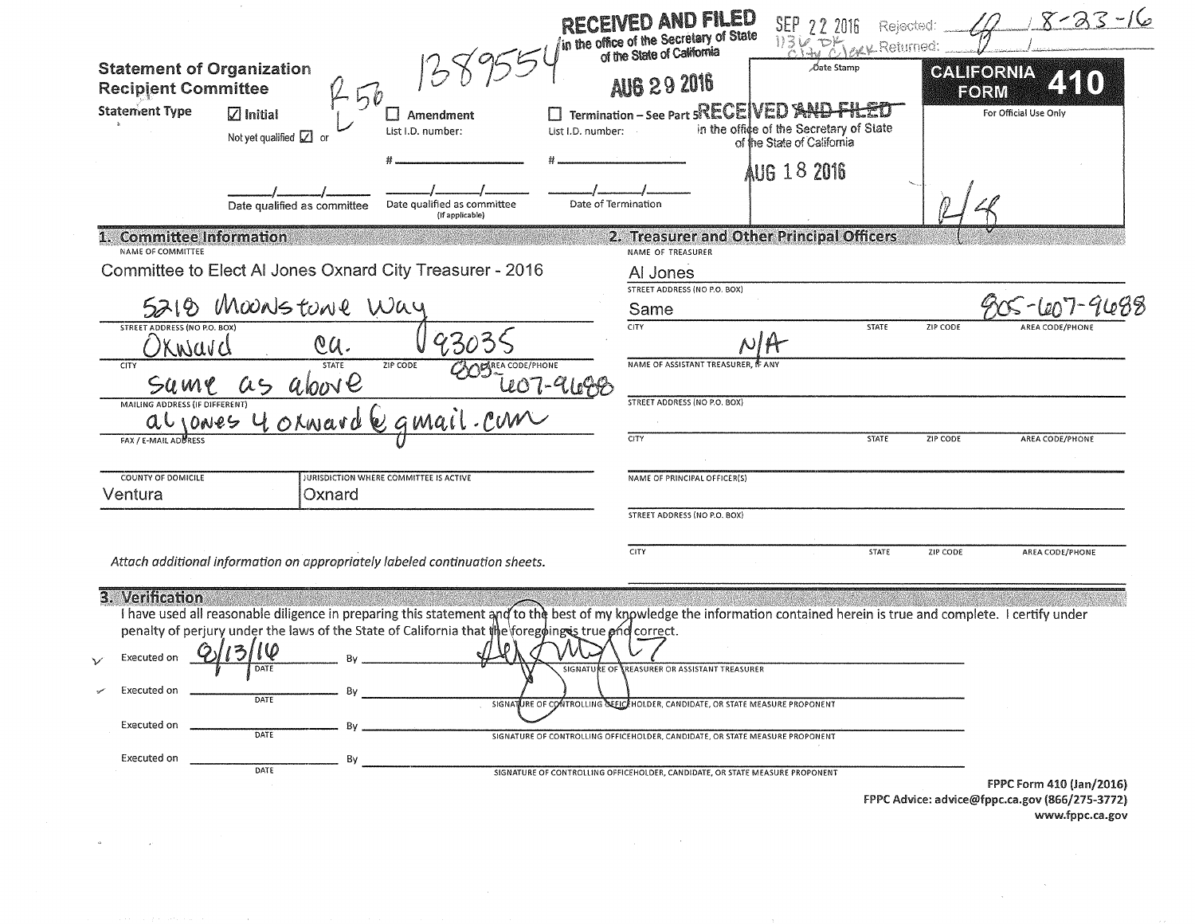RECEIVED AND FILED in the office of the Secretary of State of the State of California AUG 29 2016

SEP 22 2016 Rejected: [signature] 8-23-16

1136 DK City Clerk Returned:

R56 1389554

**Statement of Organization Recipient Committee**

**CALIFORNIA FORM 410**

For Official Use Only

Date Stamp

RECEIVED ~~AND FILED~~ in the office of the Secretary of State of the State of California AUG 18 2016

**Statement Type**

☑ Initial — Not yet qualified ☑ or ____/____/____ Date qualified as committee

☐ Amendment — List I.D. number: # ________ ____/____/____ Date qualified as committee (If applicable)

☐ Termination – See Part 5 — List I.D. number: # ________ ____/____/____ Date of Termination

## 1. Committee Information

NAME OF COMMITTEE

Committee to Elect Al Jones Oxnard City Treasurer - 2016

STREET ADDRESS (NO P.O. BOX)

5218 Moonstone Way

| CITY | STATE | ZIP CODE | AREA CODE/PHONE |
|---|---|---|---|
| Oxnard | Ca. | 93035 | 805-607-9688 |

MAILING ADDRESS (IF DIFFERENT)

same as above

FAX / E-MAIL ADDRESS

aljones4oxnard@gmail.com

| COUNTY OF DOMICILE | JURISDICTION WHERE COMMITTEE IS ACTIVE |
|---|---|
| Ventura | Oxnard |

*Attach additional information on appropriately labeled continuation sheets.*

## 2. Treasurer and Other Principal Officers

NAME OF TREASURER

Al Jones

STREET ADDRESS (NO P.O. BOX)

Same

| CITY | STATE | ZIP CODE | AREA CODE/PHONE |
|---|---|---|---|
| | | | 805-607-9688 |

NAME OF ASSISTANT TREASURER, IF ANY

N/A

STREET ADDRESS (NO P.O. BOX)

| CITY | STATE | ZIP CODE | AREA CODE/PHONE |
|---|---|---|---|
| | | | |

NAME OF PRINCIPAL OFFICER(S)

STREET ADDRESS (NO P.O. BOX)

| CITY | STATE | ZIP CODE | AREA CODE/PHONE |
|---|---|---|---|
| | | | |

## 3. Verification

I have used all reasonable diligence in preparing this statement and to the best of my knowledge the information contained herein is true and complete. I certify under penalty of perjury under the laws of the State of California that the foregoing is true and correct.

Executed on 8/13/16 DATE By [signature] SIGNATURE OF TREASURER OR ASSISTANT TREASURER

Executed on ________ DATE By ________ SIGNATURE OF CONTROLLING OFFICEHOLDER, CANDIDATE, OR STATE MEASURE PROPONENT

Executed on ________ DATE By ________ SIGNATURE OF CONTROLLING OFFICEHOLDER, CANDIDATE, OR STATE MEASURE PROPONENT

Executed on ________ DATE By ________ SIGNATURE OF CONTROLLING OFFICEHOLDER, CANDIDATE, OR STATE MEASURE PROPONENT

FPPC Form 410 (Jan/2016)
FPPC Advice: advice@fppc.ca.gov (866/275-3772)
www.fppc.ca.gov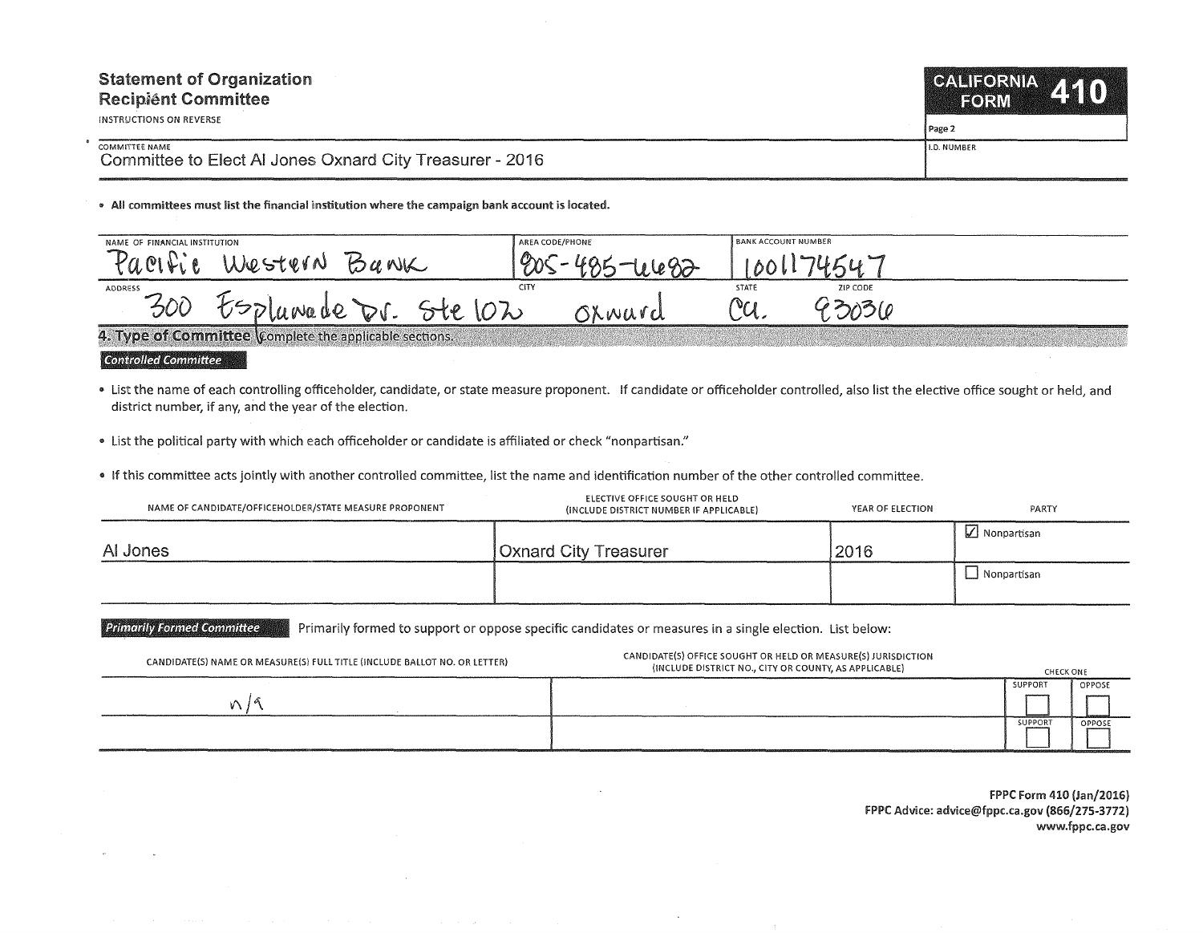# Statement of Organization
## Recipient Committee

INSTRUCTIONS ON REVERSE

**CALIFORNIA FORM 410**

Page 2

| COMMITTEE NAME | I.D. NUMBER |
| --- | --- |
| Committee to Elect Al Jones Oxnard City Treasurer - 2016 | |

- **All committees must list the financial institution where the campaign bank account is located.**

| NAME OF FINANCIAL INSTITUTION | AREA CODE/PHONE | BANK ACCOUNT NUMBER | |
| --- | --- | --- | --- |
| Pacific Western Bank | 805-485-6682 | 1001174547 | |
| **ADDRESS** | **CITY** | **STATE** | **ZIP CODE** |
| 300 Esplanade Dr. Ste 102 | Oxward | Ca. | 93036 |

## 4. Type of Committee Complete the applicable sections.

### Controlled Committee

- List the name of each controlling officeholder, candidate, or state measure proponent. If candidate or officeholder controlled, also list the elective office sought or held, and district number, if any, and the year of the election.
- List the political party with which each officeholder or candidate is affiliated or check "nonpartisan."
- If this committee acts jointly with another controlled committee, list the name and identification number of the other controlled committee.

| NAME OF CANDIDATE/OFFICEHOLDER/STATE MEASURE PROPONENT | ELECTIVE OFFICE SOUGHT OR HELD (INCLUDE DISTRICT NUMBER IF APPLICABLE) | YEAR OF ELECTION | PARTY |
| --- | --- | --- | --- |
| Al Jones | Oxnard City Treasurer | 2016 | ☑ Nonpartisan |
| | | | ☐ Nonpartisan |

### Primarily Formed Committee

Primarily formed to support or oppose specific candidates or measures in a single election. List below:

| CANDIDATE(S) NAME OR MEASURE(S) FULL TITLE (INCLUDE BALLOT NO. OR LETTER) | CANDIDATE(S) OFFICE SOUGHT OR HELD OR MEASURE(S) JURISDICTION (INCLUDE DISTRICT NO., CITY OR COUNTY, AS APPLICABLE) | CHECK ONE | |
| --- | --- | --- | --- |
| | | SUPPORT | OPPOSE |
| n/a | | ☐ | ☐ |
| | | ☐ | ☐ |

FPPC Form 410 (Jan/2016)
FPPC Advice: advice@fppc.ca.gov (866/275-3772)
www.fppc.ca.gov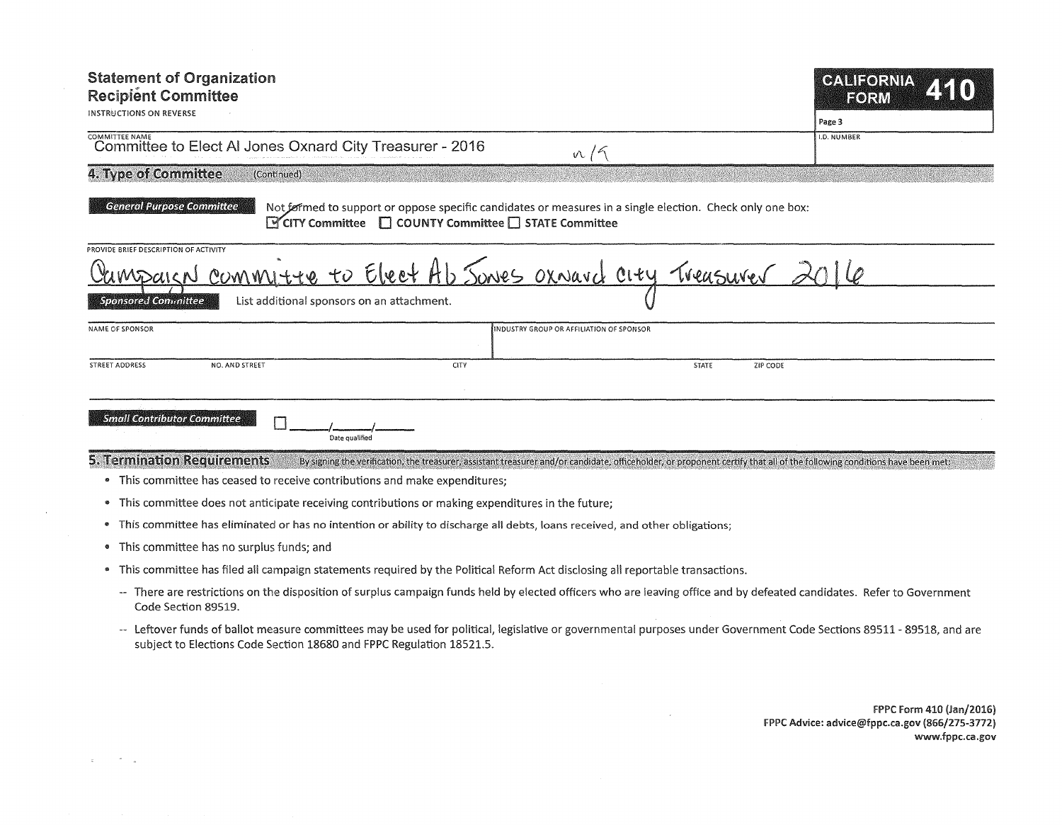**Statement of Organization**
**Recipient Committee**
INSTRUCTIONS ON REVERSE

**CALIFORNIA FORM 410**

Page 3

COMMITTEE NAME
Committee to Elect Al Jones Oxnard City Treasurer - 2016 n/a

I.D. NUMBER

## 4. Type of Committee (Continued)

**General Purpose Committee** Not formed to support or oppose specific candidates or measures in a single election. Check only one box:
☑ CITY Committee ☐ COUNTY Committee ☐ STATE Committee

PROVIDE BRIEF DESCRIPTION OF ACTIVITY
Campaign committe to Elect Al Jones Oxnard City Treasurer 2016

**Sponsored Committee** List additional sponsors on an attachment.

| NAME OF SPONSOR | INDUSTRY GROUP OR AFFILIATION OF SPONSOR |
| --- | --- |
| | |

| STREET ADDRESS NO. AND STREET | CITY | STATE | ZIP CODE |
| --- | --- | --- | --- |
| | | | |

**Small Contributor Committee** ☐ ____/____/____ Date qualified

## 5. Termination Requirements

By signing the verification, the treasurer, assistant treasurer and/or candidate, officeholder, or proponent certify that all of the following conditions have been met:

- This committee has ceased to receive contributions and make expenditures;
- This committee does not anticipate receiving contributions or making expenditures in the future;
- This committee has eliminated or has no intention or ability to discharge all debts, loans received, and other obligations;
- This committee has no surplus funds; and
- This committee has filed all campaign statements required by the Political Reform Act disclosing all reportable transactions.
  - -- There are restrictions on the disposition of surplus campaign funds held by elected officers who are leaving office and by defeated candidates. Refer to Government Code Section 89519.
  - -- Leftover funds of ballot measure committees may be used for political, legislative or governmental purposes under Government Code Sections 89511 - 89518, and are subject to Elections Code Section 18680 and FPPC Regulation 18521.5.

FPPC Form 410 (Jan/2016)
FPPC Advice: advice@fppc.ca.gov (866/275-3772)
www.fppc.ca.gov